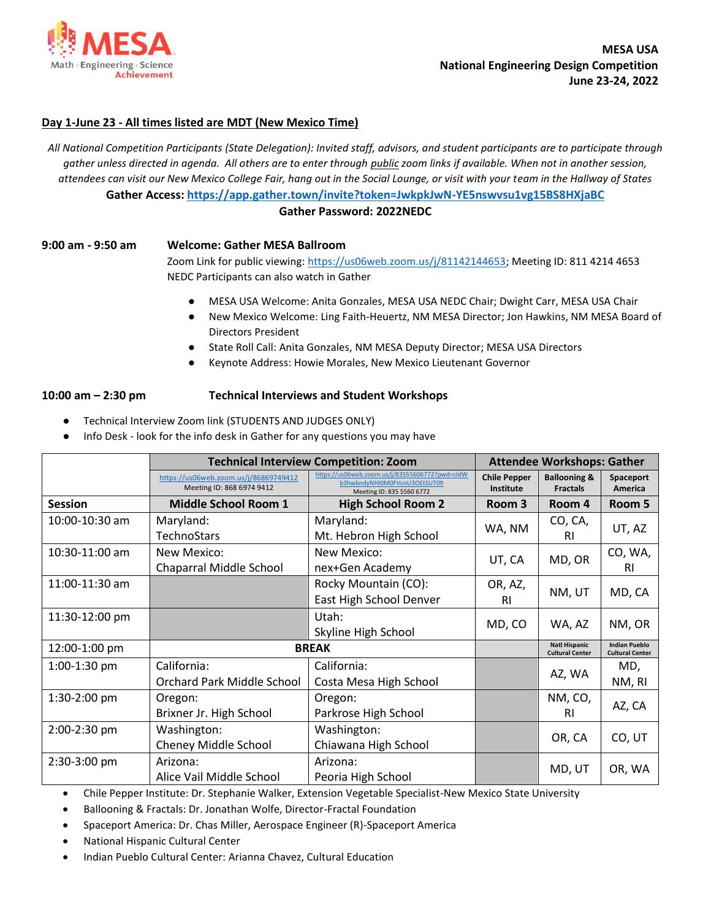MESA Math · Engineering · Science Achievement

**MESA USA**
**National Engineering Design Competition**
**June 23-24, 2022**

## Day 1-June 23 - All times listed are MDT (New Mexico Time)

*All National Competition Participants (State Delegation): Invited staff, advisors, and student participants are to participate through gather unless directed in agenda. All others are to enter through public zoom links if available. When not in another session, attendees can visit our New Mexico College Fair, hang out in the Social Lounge, or visit with your team in the Hallway of States*

**Gather Access: https://app.gather.town/invite?token=JwkpkJwN-YE5nswvsu1vg15BS8HXjaBC**

**Gather Password: 2022NEDC**

**9:00 am - 9:50 am** **Welcome: Gather MESA Ballroom**

Zoom Link for public viewing: https://us06web.zoom.us/j/81142144653; Meeting ID: 811 4214 4653
NEDC Participants can also watch in Gather

- MESA USA Welcome: Anita Gonzales, MESA USA NEDC Chair; Dwight Carr, MESA USA Chair
- New Mexico Welcome: Ling Faith-Heuertz, NM MESA Director; Jon Hawkins, NM MESA Board of Directors President
- State Roll Call: Anita Gonzales, NM MESA Deputy Director; MESA USA Directors
- Keynote Address: Howie Morales, New Mexico Lieutenant Governor

**10:00 am – 2:30 pm** **Technical Interviews and Student Workshops**

- Technical Interview Zoom link (STUDENTS AND JUDGES ONLY)
- Info Desk - look for the info desk in Gather for any questions you may have

| | Technical Interview Competition: Zoom | | Attendee Workshops: Gather | | |
|---|---|---|---|---|---|
| | https://us06web.zoom.us/j/86869749412 Meeting ID: 868 6974 9412 | https://us06web.zoom.us/j/83555606772?pwd=cldWb3hwbndyNHI0M0FVcnU3OEtSUT09 Meeting ID: 835 5560 6772 | Chile Pepper Institute | Ballooning & Fractals | Spaceport America |
| **Session** | **Middle School Room 1** | **High School Room 2** | **Room 3** | **Room 4** | **Room 5** |
| 10:00-10:30 am | Maryland: TechnoStars | Maryland: Mt. Hebron High School | WA, NM | CO, CA, RI | UT, AZ |
| 10:30-11:00 am | New Mexico: Chaparral Middle School | New Mexico: nex+Gen Academy | UT, CA | MD, OR | CO, WA, RI |
| 11:00-11:30 am | | Rocky Mountain (CO): East High School Denver | OR, AZ, RI | NM, UT | MD, CA |
| 11:30-12:00 pm | | Utah: Skyline High School | MD, CO | WA, AZ | NM, OR |
| 12:00-1:00 pm | BREAK | | | Natl Hispanic Cultural Center | Indian Pueblo Cultural Center |
| 1:00-1:30 pm | California: Orchard Park Middle School | California: Costa Mesa High School | | AZ, WA | MD, NM, RI |
| 1:30-2:00 pm | Oregon: Brixner Jr. High School | Oregon: Parkrose High School | | NM, CO, RI | AZ, CA |
| 2:00-2:30 pm | Washington: Cheney Middle School | Washington: Chiawana High School | | OR, CA | CO, UT |
| 2:30-3:00 pm | Arizona: Alice Vail Middle School | Arizona: Peoria High School | | MD, UT | OR, WA |

- Chile Pepper Institute: Dr. Stephanie Walker, Extension Vegetable Specialist-New Mexico State University
- Ballooning & Fractals: Dr. Jonathan Wolfe, Director-Fractal Foundation
- Spaceport America: Dr. Chas Miller, Aerospace Engineer (R)-Spaceport America
- National Hispanic Cultural Center
- Indian Pueblo Cultural Center: Arianna Chavez, Cultural Education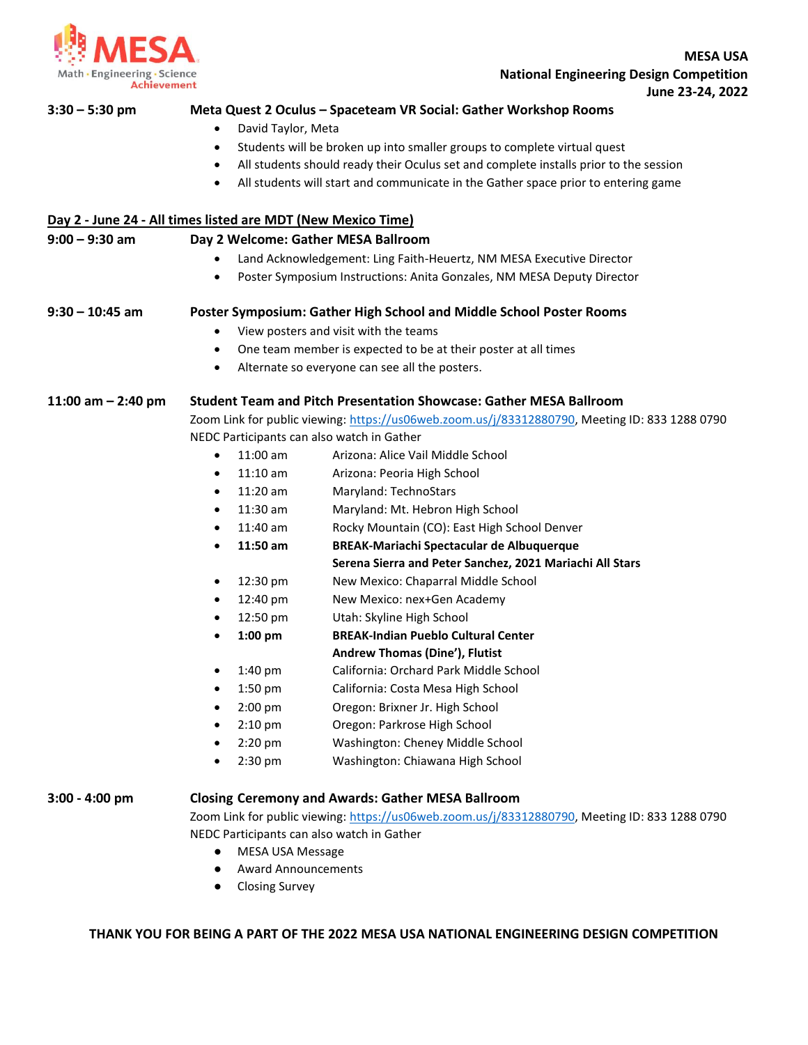**3:30 – 5:30 pm** **Meta Quest 2 Oculus – Spaceteam VR Social: Gather Workshop Rooms**

- David Taylor, Meta
- Students will be broken up into smaller groups to complete virtual quest
- All students should ready their Oculus set and complete installs prior to the session
- All students will start and communicate in the Gather space prior to entering game

## Day 2 - June 24 - All times listed are MDT (New Mexico Time)

**9:00 – 9:30 am** **Day 2 Welcome: Gather MESA Ballroom**

- Land Acknowledgement: Ling Faith-Heuertz, NM MESA Executive Director
- Poster Symposium Instructions: Anita Gonzales, NM MESA Deputy Director

**9:30 – 10:45 am** **Poster Symposium: Gather High School and Middle School Poster Rooms**

- View posters and visit with the teams
- One team member is expected to be at their poster at all times
- Alternate so everyone can see all the posters.

**11:00 am – 2:40 pm** **Student Team and Pitch Presentation Showcase: Gather MESA Ballroom**

Zoom Link for public viewing: https://us06web.zoom.us/j/83312880790, Meeting ID: 833 1288 0790
NEDC Participants can also watch in Gather

- 11:00 am — Arizona: Alice Vail Middle School
- 11:10 am — Arizona: Peoria High School
- 11:20 am — Maryland: TechnoStars
- 11:30 am — Maryland: Mt. Hebron High School
- 11:40 am — Rocky Mountain (CO): East High School Denver
- **11:50 am — BREAK-Mariachi Spectacular de Albuquerque**
  **Serena Sierra and Peter Sanchez, 2021 Mariachi All Stars**
- 12:30 pm — New Mexico: Chaparral Middle School
- 12:40 pm — New Mexico: nex+Gen Academy
- 12:50 pm — Utah: Skyline High School
- **1:00 pm — BREAK-Indian Pueblo Cultural Center**
  **Andrew Thomas (Dine'), Flutist**
- 1:40 pm — California: Orchard Park Middle School
- 1:50 pm — California: Costa Mesa High School
- 2:00 pm — Oregon: Brixner Jr. High School
- 2:10 pm — Oregon: Parkrose High School
- 2:20 pm — Washington: Cheney Middle School
- 2:30 pm — Washington: Chiawana High School

**3:00 - 4:00 pm** **Closing Ceremony and Awards: Gather MESA Ballroom**

Zoom Link for public viewing: https://us06web.zoom.us/j/83312880790, Meeting ID: 833 1288 0790
NEDC Participants can also watch in Gather

- MESA USA Message
- Award Announcements
- Closing Survey

**THANK YOU FOR BEING A PART OF THE 2022 MESA USA NATIONAL ENGINEERING DESIGN COMPETITION**